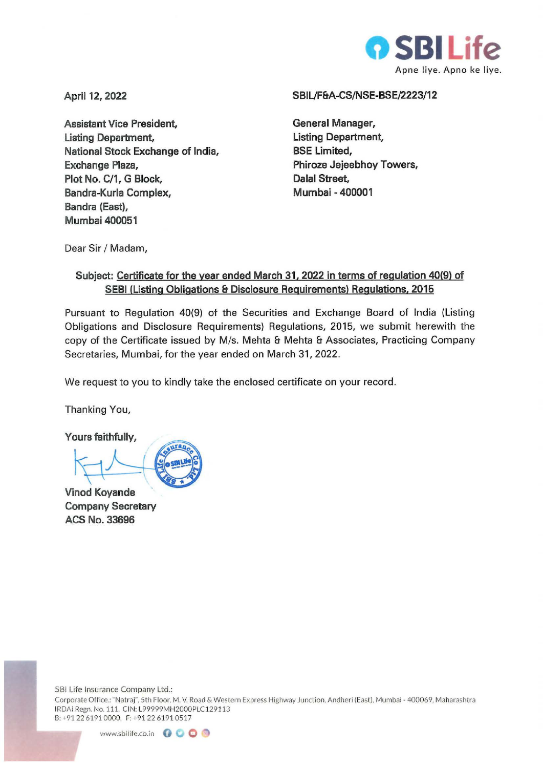April 12, 2022

SBIL/F&A-CS/NSE-BSE/2223/12

Assistant Vice President,
Listing Department,
National Stock Exchange of India,
Exchange Plaza,
Plot No. C/1, G Block,
Bandra-Kurla Complex,
Bandra (East),
Mumbai 400051

General Manager,
Listing Department,
BSE Limited,
Phiroze Jejeebhoy Towers,
Dalal Street,
Mumbai - 400001

Dear Sir / Madam,

**Subject: Certificate for the year ended March 31, 2022 in terms of regulation 40(9) of SEBI (Listing Obligations & Disclosure Requirements) Regulations, 2015**

Pursuant to Regulation 40(9) of the Securities and Exchange Board of India (Listing Obligations and Disclosure Requirements) Regulations, 2015, we submit herewith the copy of the Certificate issued by M/s. Mehta & Mehta & Associates, Practicing Company Secretaries, Mumbai, for the year ended on March 31, 2022.

We request to you to kindly take the enclosed certificate on your record.

Thanking You,

Yours faithfully,

Vinod Koyande
Company Secretary
ACS No. 33696

SBI Life Insurance Company Ltd.:
Corporate Office.: "Natraj", 5th Floor, M. V. Road & Western Express Highway Junction, Andheri (East), Mumbai - 400069, Maharashtra
IRDAI Regn. No. 111. CIN: L99999MH2000PLC129113
B: +91 22 6191 0000. F: +91 22 6191 0517

www.sbilife.co.in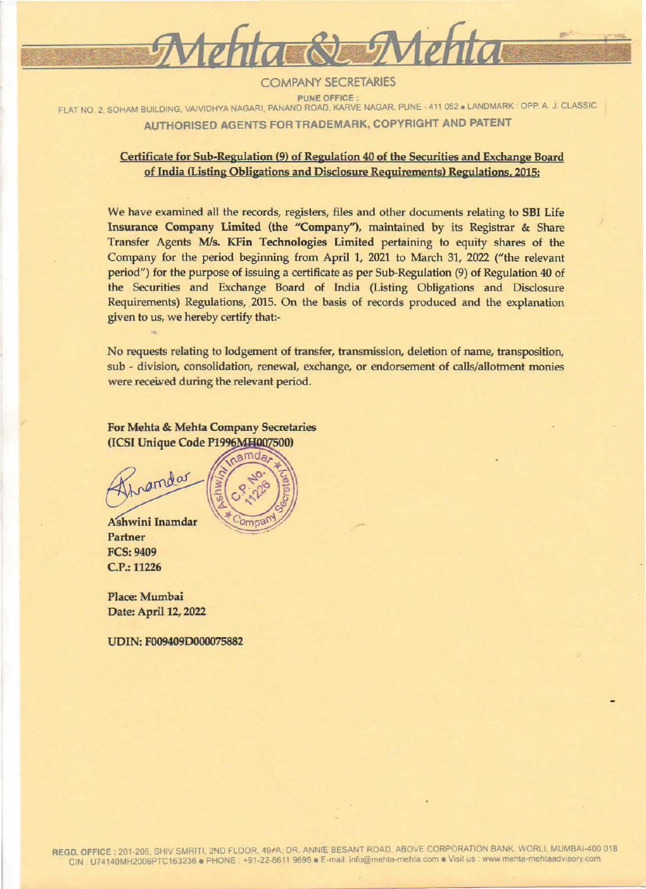# Mehta & Mehta

COMPANY SECRETARIES

PUNE OFFICE :
FLAT NO. 2, SOHAM BUILDING, VAIVIDHYA NAGARI, PANAND ROAD, KARVE NAGAR, PUNE - 411 052 • LANDMARK : OPP. A. J. CLASSIC

AUTHORISED AGENTS FOR TRADEMARK, COPYRIGHT AND PATENT

**Certificate for Sub-Regulation (9) of Regulation 40 of the Securities and Exchange Board of India (Listing Obligations and Disclosure Requirements) Regulations, 2015:**

We have examined all the records, registers, files and other documents relating to **SBI Life Insurance Company Limited (the "Company")**, maintained by its Registrar & Share Transfer Agents **M/s. KFin Technologies Limited** pertaining to equity shares of the Company for the period beginning from April 1, 2021 to March 31, 2022 ("the relevant period") for the purpose of issuing a certificate as per Sub-Regulation (9) of Regulation 40 of the Securities and Exchange Board of India (Listing Obligations and Disclosure Requirements) Regulations, 2015. On the basis of records produced and the explanation given to us, we hereby certify that:-

No requests relating to lodgement of transfer, transmission, deletion of name, transposition, sub - division, consolidation, renewal, exchange, or endorsement of calls/allotment monies were received during the relevant period.

**For Mehta & Mehta Company Secretaries**
**(ICSI Unique Code P1996MH007500)**

**Ashwini Inamdar**
**Partner**
**FCS: 9409**
**C.P.: 11226**

**Place: Mumbai**
**Date: April 12, 2022**

**UDIN: F009409D000075882**

REGD. OFFICE : 201-206, SHIV SMRITI, 2ND FLOOR, 49/A, DR. ANNIE BESANT ROAD, ABOVE CORPORATION BANK, WORLI, MUMBAI-400 018
CIN : U74140MH2006PTC163236 • PHONE : +91-22-6611 9696 • E-mail: info@mehta-mehta.com • Visit us : www.mehta-mehtaadvisory.com